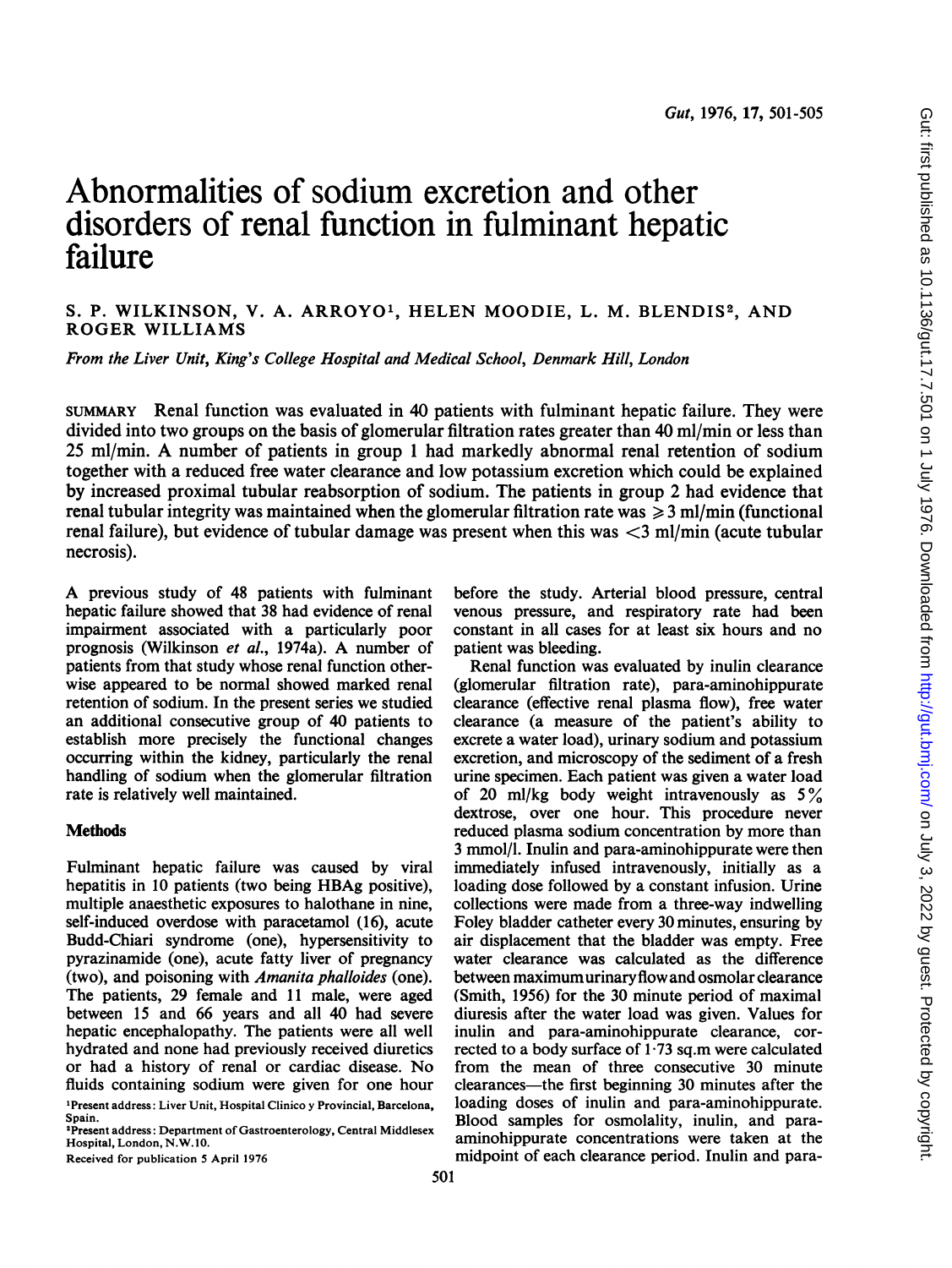# Abnormalities of sodium excretion and other disorders of renal function in fulminant hepatic failure

S. P. WILKINSON, V. A. ARROYO[1], HELEN MOODIE, L. M. BLENDIS[2], AND ROGER WILLIAMS

*From the Liver Unit, King's College Hospital and Medical School, Denmark Hill, London*

SUMMARY Renal function was evaluated in 40 patients with fulminant hepatic failure. They were divided into two groups on the basis of glomerular filtration rates greater than 40 ml/min or less than 25 ml/min. A number of patients in group 1 had markedly abnormal renal retention of sodium together with a reduced free water clearance and low potassium excretion which could be explained by increased proximal tubular reabsorption of sodium. The patients in group 2 had evidence that renal tubular integrity was maintained when the glomerular filtration rate was $\geqslant 3$ ml/min (functional renal failure), but evidence of tubular damage was present when this was $<3$ ml/min (acute tubular necrosis).

A previous study of 48 patients with fulminant hepatic failure showed that 38 had evidence of renal impairment associated with a particularly poor prognosis (Wilkinson *et al.*, 1974a). A number of patients from that study whose renal function otherwise appeared to be normal showed marked renal retention of sodium. In the present series we studied an additional consecutive group of 40 patients to establish more precisely the functional changes occurring within the kidney, particularly the renal handling of sodium when the glomerular filtration rate is relatively well maintained.

## Methods

Fulminant hepatic failure was caused by viral hepatitis in 10 patients (two being HBAg positive), multiple anaesthetic exposures to halothane in nine, self-induced overdose with paracetamol (16), acute Budd-Chiari syndrome (one), hypersensitivity to pyrazinamide (one), acute fatty liver of pregnancy (two), and poisoning with *Amanita phalloides* (one). The patients, 29 female and 11 male, were aged between 15 and 66 years and all 40 had severe hepatic encephalopathy. The patients were all well hydrated and none had previously received diuretics or had a history of renal or cardiac disease. No fluids containing sodium were given for one hour before the study. Arterial blood pressure, central venous pressure, and respiratory rate had been constant in all cases for at least six hours and no patient was bleeding.

Renal function was evaluated by inulin clearance (glomerular filtration rate), para-aminohippurate clearance (effective renal plasma flow), free water clearance (a measure of the patient's ability to excrete a water load), urinary sodium and potassium excretion, and microscopy of the sediment of a fresh urine specimen. Each patient was given a water load of 20 ml/kg body weight intravenously as 5% dextrose, over one hour. This procedure never reduced plasma sodium concentration by more than 3 mmol/l. Inulin and para-aminohippurate were then immediately infused intravenously, initially as a loading dose followed by a constant infusion. Urine collections were made from a three-way indwelling Foley bladder catheter every 30 minutes, ensuring by air displacement that the bladder was empty. Free water clearance was calculated as the difference between maximum urinary flow and osmolar clearance (Smith, 1956) for the 30 minute period of maximal diuresis after the water load was given. Values for inulin and para-aminohippurate clearance, corrected to a body surface of 1·73 sq.m were calculated from the mean of three consecutive 30 minute clearances—the first beginning 30 minutes after the loading doses of inulin and para-aminohippurate. Blood samples for osmolality, inulin, and para-aminohippurate concentrations were taken at the midpoint of each clearance period. Inulin and para-

[1] Present address: Liver Unit, Hospital Clinico y Provincial, Barcelona, Spain.

[2] Present address: Department of Gastroenterology, Central Middlesex Hospital, London, N.W.10.

Received for publication 5 April 1976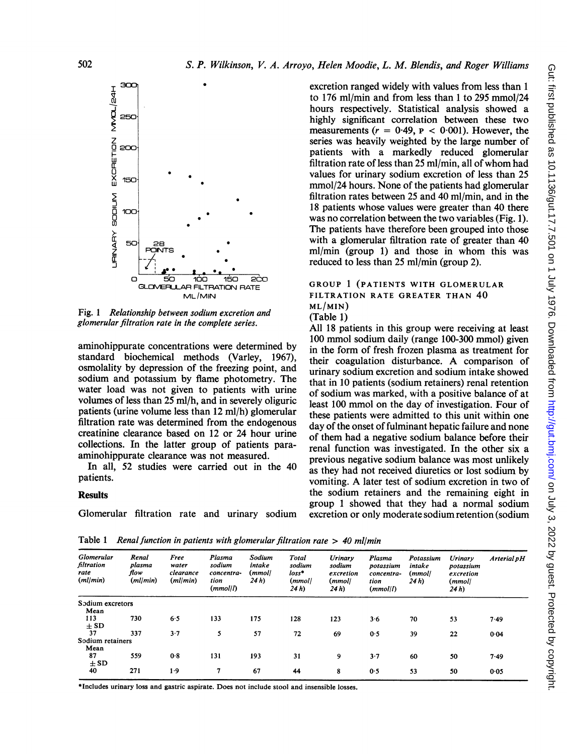Fig. 1 *Relationship between sodium excretion and glomerular filtration rate in the complete series.*

aminohippurate concentrations were determined by standard biochemical methods (Varley, 1967), osmolality by depression of the freezing point, and sodium and potassium by flame photometry. The water load was not given to patients with urine volumes of less than 25 ml/h, and in severely oliguric patients (urine volume less than 12 ml/h) glomerular filtration rate was determined from the endogenous creatinine clearance based on 12 or 24 hour urine collections. In the latter group of patients para-aminohippurate clearance was not measured.

In all, 52 studies were carried out in the 40 patients.

## Results

Glomerular filtration rate and urinary sodium excretion ranged widely with values from less than 1 to 176 ml/min and from less than 1 to 295 mmol/24 hours respectively. Statistical analysis showed a highly significant correlation between these two measurements ($r = 0.49$, $p < 0.001$). However, the series was heavily weighted by the large number of patients with a markedly reduced glomerular filtration rate of less than 25 ml/min, all of whom had values for urinary sodium excretion of less than 25 mmol/24 hours. None of the patients had glomerular filtration rates between 25 and 40 ml/min, and in the 18 patients whose values were greater than 40 there was no correlation between the two variables (Fig. 1). The patients have therefore been grouped into those with a glomerular filtration rate of greater than 40 ml/min (group 1) and those in whom this was reduced to less than 25 ml/min (group 2).

### GROUP 1 (PATIENTS WITH GLOMERULAR FILTRATION RATE GREATER THAN 40 ML/MIN)

(Table 1)

All 18 patients in this group were receiving at least 100 mmol sodium daily (range 100-300 mmol) given in the form of fresh frozen plasma as treatment for their coagulation disturbance. A comparison of urinary sodium excretion and sodium intake showed that in 10 patients (sodium retainers) renal retention of sodium was marked, with a positive balance of at least 100 mmol on the day of investigation. Four of these patients were admitted to this unit within one day of the onset of fulminant hepatic failure and none of them had a negative sodium balance before their renal function was investigated. In the other six a previous negative sodium balance was most unlikely as they had not received diuretics or lost sodium by vomiting. A later test of sodium excretion in two of the sodium retainers and the remaining eight in group 1 showed that they had a normal sodium excretion or only moderate sodium retention (sodium

Table 1 *Renal function in patients with glomerular filtration rate > 40 ml/min*

| Glomerular filtration rate (ml/min) | Renal plasma flow (ml/min) | Free water clearance (ml/min) | Plasma sodium concentration (mmol/l) | Sodium intake (mmol/24 h) | Total sodium loss* (mmol/24 h) | Urinary sodium excretion (mmol/24 h) | Plasma potassium concentration (mmol/l) | Potassium intake (mmol/24 h) | Urinary potassium excretion (mmol/24 h) | Arterial pH |
|---|---|---|---|---|---|---|---|---|---|---|
| Sodium excretors | | | | | | | | | | |
| Mean | | | | | | | | | | |
| 113 | 730 | 6·5 | 133 | 175 | 128 | 123 | 3·6 | 70 | 53 | 7·49 |
| ± SD | | | | | | | | | | |
| 37 | 337 | 3·7 | 5 | 57 | 72 | 69 | 0·5 | 39 | 22 | 0·04 |
| Sodium retainers | | | | | | | | | | |
| Mean | | | | | | | | | | |
| 87 | 559 | 0·8 | 131 | 193 | 31 | 9 | 3·7 | 60 | 50 | 7·49 |
| ± SD | | | | | | | | | | |
| 40 | 271 | 1·9 | 7 | 67 | 44 | 8 | 0·5 | 53 | 50 | 0·05 |

*Includes urinary loss and gastric aspirate. Does not include stool and insensible losses.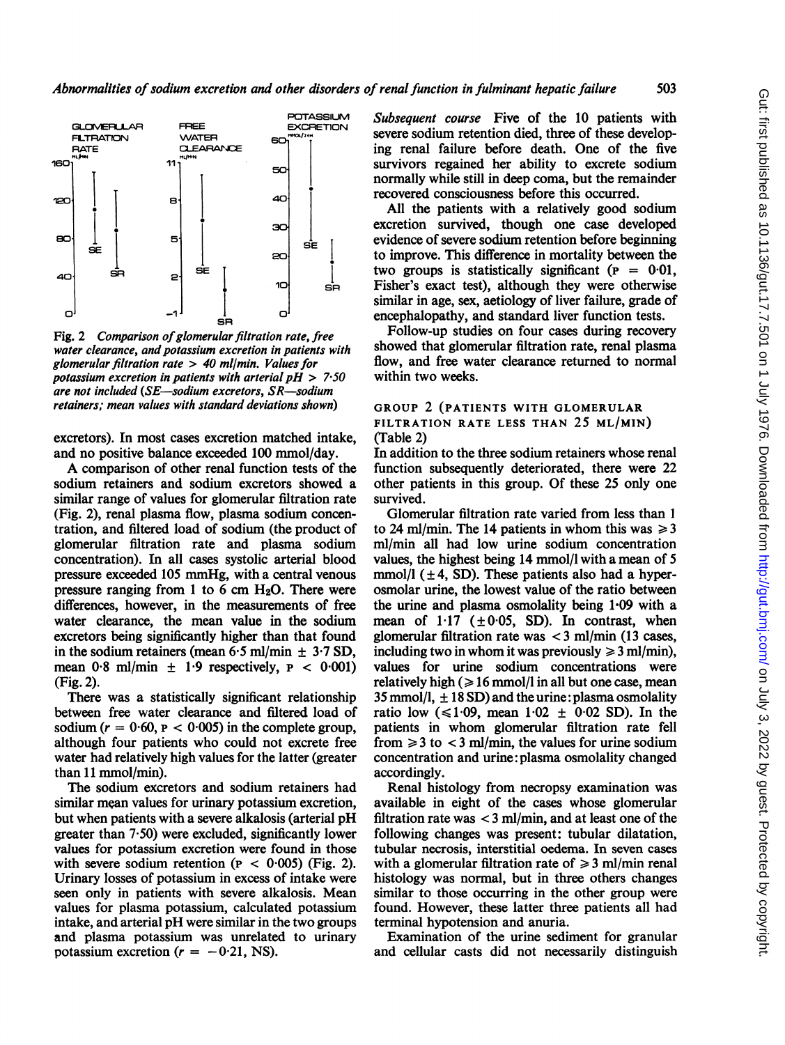Fig. 2 *Comparison of glomerular filtration rate, free water clearance, and potassium excretion in patients with glomerular filtration rate > 40 ml/min. Values for potassium excretion in patients with arterial pH > 7·50 are not included (SE—sodium excretors, SR—sodium retainers; mean values with standard deviations shown)*

excretors). In most cases excretion matched intake, and no positive balance exceeded 100 mmol/day.

A comparison of other renal function tests of the sodium retainers and sodium excretors showed a similar range of values for glomerular filtration rate (Fig. 2), renal plasma flow, plasma sodium concentration, and filtered load of sodium (the product of glomerular filtration rate and plasma sodium concentration). In all cases systolic arterial blood pressure exceeded 105 mmHg, with a central venous pressure ranging from 1 to 6 cm $H_2O$. There were differences, however, in the measurements of free water clearance, the mean value in the sodium excretors being significantly higher than that found in the sodium retainers (mean 6·5 ml/min ± 3·7 SD, mean 0·8 ml/min ± 1·9 respectively, $P < 0·001$) (Fig. 2).

There was a statistically significant relationship between free water clearance and filtered load of sodium ($r = 0·60$, $P < 0·005$) in the complete group, although four patients who could not excrete free water had relatively high values for the latter (greater than 11 mmol/min).

The sodium excretors and sodium retainers had similar mean values for urinary potassium excretion, but when patients with a severe alkalosis (arterial pH greater than 7·50) were excluded, significantly lower values for potassium excretion were found in those with severe sodium retention ($P < 0·005$) (Fig. 2). Urinary losses of potassium in excess of intake were seen only in patients with severe alkalosis. Mean values for plasma potassium, calculated potassium intake, and arterial pH were similar in the two groups and plasma potassium was unrelated to urinary potassium excretion ($r = -0·21$, NS).

*Subsequent course* Five of the 10 patients with severe sodium retention died, three of these developing renal failure before death. One of the five survivors regained her ability to excrete sodium normally while still in deep coma, but the remainder recovered consciousness before this occurred.

All the patients with a relatively good sodium excretion survived, though one case developed evidence of severe sodium retention before beginning to improve. This difference in mortality between the two groups is statistically significant ($P = 0·01$, Fisher's exact test), although they were otherwise similar in age, sex, aetiology of liver failure, grade of encephalopathy, and standard liver function tests.

Follow-up studies on four cases during recovery showed that glomerular filtration rate, renal plasma flow, and free water clearance returned to normal within two weeks.

### GROUP 2 (PATIENTS WITH GLOMERULAR FILTRATION RATE LESS THAN 25 ML/MIN) (Table 2)

In addition to the three sodium retainers whose renal function subsequently deteriorated, there were 22 other patients in this group. Of these 25 only one survived.

Glomerular filtration rate varied from less than 1 to 24 ml/min. The 14 patients in whom this was ≥ 3 ml/min all had low urine sodium concentration values, the highest being 14 mmol/l with a mean of 5 mmol/l (± 4, SD). These patients also had a hyperosmolar urine, the lowest value of the ratio between the urine and plasma osmolality being 1·09 with a mean of 1·17 (± 0·05, SD). In contrast, when glomerular filtration rate was < 3 ml/min (13 cases, including two in whom it was previously ≥ 3 ml/min), values for urine sodium concentrations were relatively high (≥ 16 mmol/l in all but one case, mean 35 mmol/l, ± 18 SD) and the urine:plasma osmolality ratio low (≤ 1·09, mean 1·02 ± 0·02 SD). In the patients in whom glomerular filtration rate fell from ≥ 3 to < 3 ml/min, the values for urine sodium concentration and urine:plasma osmolality changed accordingly.

Renal histology from necropsy examination was available in eight of the cases whose glomerular filtration rate was < 3 ml/min, and at least one of the following changes was present: tubular dilatation, tubular necrosis, interstitial oedema. In seven cases with a glomerular filtration rate of ≥ 3 ml/min renal histology was normal, but in three others changes similar to those occurring in the other group were found. However, these latter three patients all had terminal hypotension and anuria.

Examination of the urine sediment for granular and cellular casts did not necessarily distinguish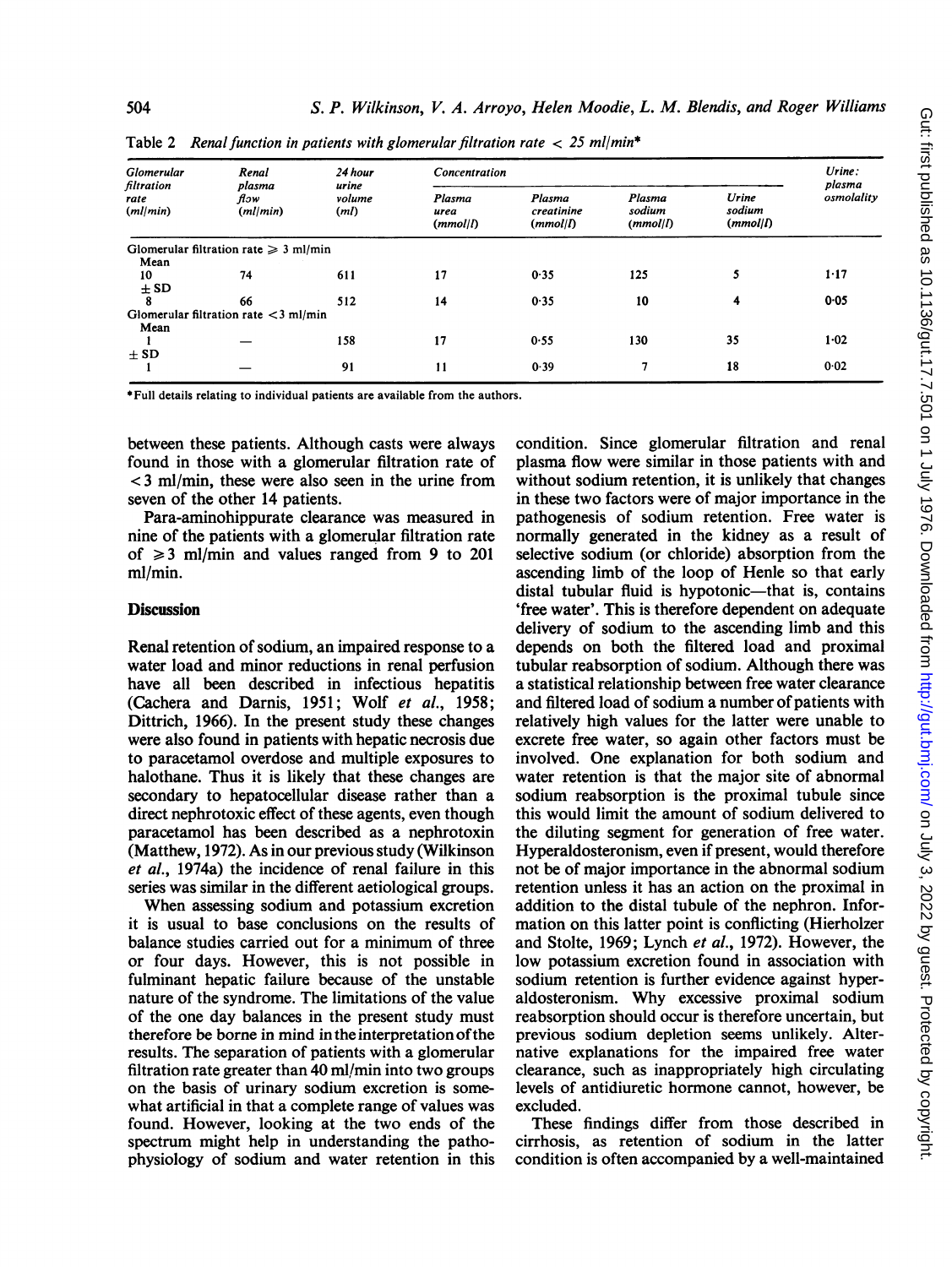Table 2 *Renal function in patients with glomerular filtration rate < 25 ml/min**

| Glomerular filtration rate (ml/min) | Renal plasma flow (ml/min) | 24 hour urine volume (ml) | Concentration | | | | Urine: plasma osmolality |
|---|---|---|---|---|---|---|---|
| | | | Plasma urea (mmol/l) | Plasma creatinine (mmol/l) | Plasma sodium (mmol/l) | Urine sodium (mmol/l) | |
| Glomerular filtration rate ≥ 3 ml/min | | | | | | | |
| Mean | | | | | | | |
| 10 | 74 | 611 | 17 | 0·35 | 125 | 5 | 1·17 |
| ± SD | | | | | | | |
| 8 | 66 | 512 | 14 | 0·35 | 10 | 4 | 0·05 |
| Glomerular filtration rate <3 ml/min | | | | | | | |
| Mean | | | | | | | |
| 1 | — | 158 | 17 | 0·55 | 130 | 35 | 1·02 |
| ± SD | | | | | | | |
| 1 | — | 91 | 11 | 0·39 | 7 | 18 | 0·02 |

*Full details relating to individual patients are available from the authors.

between these patients. Although casts were always found in those with a glomerular filtration rate of <3 ml/min, these were also seen in the urine from seven of the other 14 patients.

Para-aminohippurate clearance was measured in nine of the patients with a glomerular filtration rate of ≥3 ml/min and values ranged from 9 to 201 ml/min.

## Discussion

Renal retention of sodium, an impaired response to a water load and minor reductions in renal perfusion have all been described in infectious hepatitis (Cachera and Darnis, 1951; Wolf *et al.*, 1958; Dittrich, 1966). In the present study these changes were also found in patients with hepatic necrosis due to paracetamol overdose and multiple exposures to halothane. Thus it is likely that these changes are secondary to hepatocellular disease rather than a direct nephrotoxic effect of these agents, even though paracetamol has been described as a nephrotoxin (Matthew, 1972). As in our previous study (Wilkinson *et al.*, 1974a) the incidence of renal failure in this series was similar in the different aetiological groups.

When assessing sodium and potassium excretion it is usual to base conclusions on the results of balance studies carried out for a minimum of three or four days. However, this is not possible in fulminant hepatic failure because of the unstable nature of the syndrome. The limitations of the value of the one day balances in the present study must therefore be borne in mind in the interpretation of the results. The separation of patients with a glomerular filtration rate greater than 40 ml/min into two groups on the basis of urinary sodium excretion is somewhat artificial in that a complete range of values was found. However, looking at the two ends of the spectrum might help in understanding the pathophysiology of sodium and water retention in this condition. Since glomerular filtration and renal plasma flow were similar in those patients with and without sodium retention, it is unlikely that changes in these two factors were of major importance in the pathogenesis of sodium retention. Free water is normally generated in the kidney as a result of selective sodium (or chloride) absorption from the ascending limb of the loop of Henle so that early distal tubular fluid is hypotonic—that is, contains 'free water'. This is therefore dependent on adequate delivery of sodium to the ascending limb and this depends on both the filtered load and proximal tubular reabsorption of sodium. Although there was a statistical relationship between free water clearance and filtered load of sodium a number of patients with relatively high values for the latter were unable to excrete free water, so again other factors must be involved. One explanation for both sodium and water retention is that the major site of abnormal sodium reabsorption is the proximal tubule since this would limit the amount of sodium delivered to the diluting segment for generation of free water. Hyperaldosteronism, even if present, would therefore not be of major importance in the abnormal sodium retention unless it has an action on the proximal in addition to the distal tubule of the nephron. Information on this latter point is conflicting (Hierholzer and Stolte, 1969; Lynch *et al.*, 1972). However, the low potassium excretion found in association with sodium retention is further evidence against hyperaldosteronism. Why excessive proximal sodium reabsorption should occur is therefore uncertain, but previous sodium depletion seems unlikely. Alternative explanations for the impaired free water clearance, such as inappropriately high circulating levels of antidiuretic hormone cannot, however, be excluded.

These findings differ from those described in cirrhosis, as retention of sodium in the latter condition is often accompanied by a well-maintained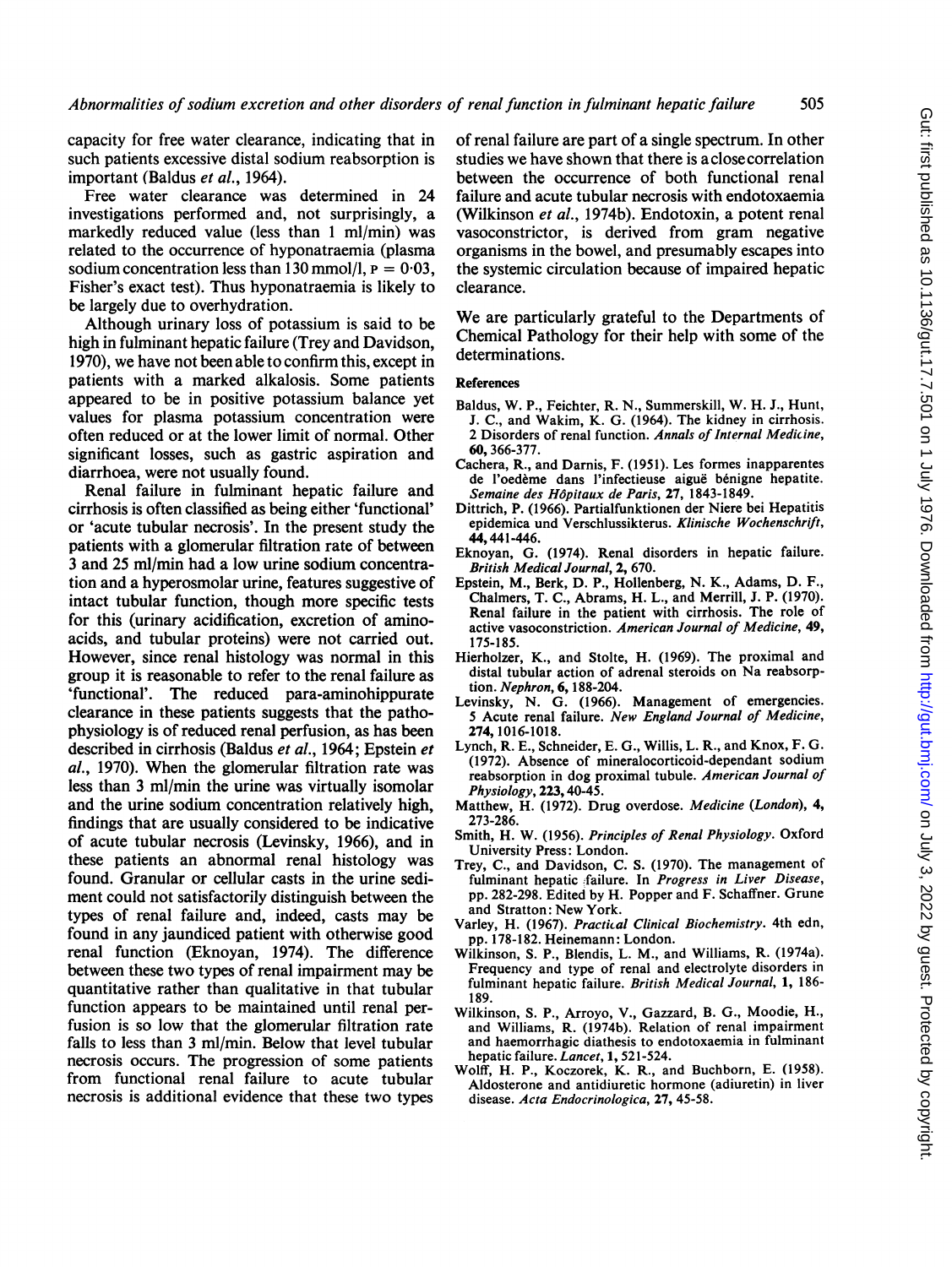capacity for free water clearance, indicating that in such patients excessive distal sodium reabsorption is important (Baldus *et al.*, 1964).

Free water clearance was determined in 24 investigations performed and, not surprisingly, a markedly reduced value (less than 1 ml/min) was related to the occurrence of hyponatraemia (plasma sodium concentration less than 130 mmol/l, $P = 0.03$, Fisher's exact test). Thus hyponatraemia is likely to be largely due to overhydration.

Although urinary loss of potassium is said to be high in fulminant hepatic failure (Trey and Davidson, 1970), we have not been able to confirm this, except in patients with a marked alkalosis. Some patients appeared to be in positive potassium balance yet values for plasma potassium concentration were often reduced or at the lower limit of normal. Other significant losses, such as gastric aspiration and diarrhoea, were not usually found.

Renal failure in fulminant hepatic failure and cirrhosis is often classified as being either 'functional' or 'acute tubular necrosis'. In the present study the patients with a glomerular filtration rate of between 3 and 25 ml/min had a low urine sodium concentration and a hyperosmolar urine, features suggestive of intact tubular function, though more specific tests for this (urinary acidification, excretion of amino-acids, and tubular proteins) were not carried out. However, since renal histology was normal in this group it is reasonable to refer to the renal failure as 'functional'. The reduced para-aminohippurate clearance in these patients suggests that the pathophysiology is of reduced renal perfusion, as has been described in cirrhosis (Baldus *et al.*, 1964; Epstein *et al.*, 1970). When the glomerular filtration rate was less than 3 ml/min the urine was virtually isomolar and the urine sodium concentration relatively high, findings that are usually considered to be indicative of acute tubular necrosis (Levinsky, 1966), and in these patients an abnormal renal histology was found. Granular or cellular casts in the urine sediment could not satisfactorily distinguish between the types of renal failure and, indeed, casts may be found in any jaundiced patient with otherwise good renal function (Eknoyan, 1974). The difference between these two types of renal impairment may be quantitative rather than qualitative in that tubular function appears to be maintained until renal perfusion is so low that the glomerular filtration rate falls to less than 3 ml/min. Below that level tubular necrosis occurs. The progression of some patients from functional renal failure to acute tubular necrosis is additional evidence that these two types of renal failure are part of a single spectrum. In other studies we have shown that there is a close correlation between the occurrence of both functional renal failure and acute tubular necrosis with endotoxaemia (Wilkinson *et al.*, 1974b). Endotoxin, a potent renal vasoconstrictor, is derived from gram negative organisms in the bowel, and presumably escapes into the systemic circulation because of impaired hepatic clearance.

We are particularly grateful to the Departments of Chemical Pathology for their help with some of the determinations.

## References

Baldus, W. P., Feichter, R. N., Summerskill, W. H. J., Hunt, J. C., and Wakim, K. G. (1964). The kidney in cirrhosis. 2 Disorders of renal function. *Annals of Internal Medicine*, **60**, 366-377.

Cachera, R., and Darnis, F. (1951). Les formes inapparentes de l'oedème dans l'infectieuse aiguë bénigne hepatite. *Semaine des Hôpitaux de Paris*, **27**, 1843-1849.

Dittrich, P. (1966). Partialfunktionen der Niere bei Hepatitis epidemica und Verschlussikterus. *Klinische Wochenschrift*, **44**, 441-446.

Eknoyan, G. (1974). Renal disorders in hepatic failure. *British Medical Journal*, **2**, 670.

Epstein, M., Berk, D. P., Hollenberg, N. K., Adams, D. F., Chalmers, T. C., Abrams, H. L., and Merrill, J. P. (1970). Renal failure in the patient with cirrhosis. The role of active vasoconstriction. *American Journal of Medicine*, **49**, 175-185.

Hierholzer, K., and Stolte, H. (1969). The proximal and distal tubular action of adrenal steroids on Na reabsorption. *Nephron*, **6**, 188-204.

Levinsky, N. G. (1966). Management of emergencies. 5 Acute renal failure. *New England Journal of Medicine*, **274**, 1016-1018.

Lynch, R. E., Schneider, E. G., Willis, L. R., and Knox, F. G. (1972). Absence of mineralocorticoid-dependant sodium reabsorption in dog proximal tubule. *American Journal of Physiology*, **223**, 40-45.

Matthew, H. (1972). Drug overdose. *Medicine (London)*, **4**, 273-286.

Smith, H. W. (1956). *Principles of Renal Physiology*. Oxford University Press: London.

Trey, C., and Davidson, C. S. (1970). The management of fulminant hepatic failure. In *Progress in Liver Disease*, pp. 282-298. Edited by H. Popper and F. Schaffner. Grune and Stratton: New York.

Varley, H. (1967). *Practical Clinical Biochemistry*. 4th edn, pp. 178-182. Heinemann: London.

Wilkinson, S. P., Blendis, L. M., and Williams, R. (1974a). Frequency and type of renal and electrolyte disorders in fulminant hepatic failure. *British Medical Journal*, **1**, 186-189.

Wilkinson, S. P., Arroyo, V., Gazzard, B. G., Moodie, H., and Williams, R. (1974b). Relation of renal impairment and haemorrhagic diathesis to endotoxaemia in fulminant hepatic failure. *Lancet*, **1**, 521-524.

Wolff, H. P., Koczorek, K. R., and Buchborn, E. (1958). Aldosterone and antidiuretic hormone (adiuretin) in liver disease. *Acta Endocrinologica*, **27**, 45-58.